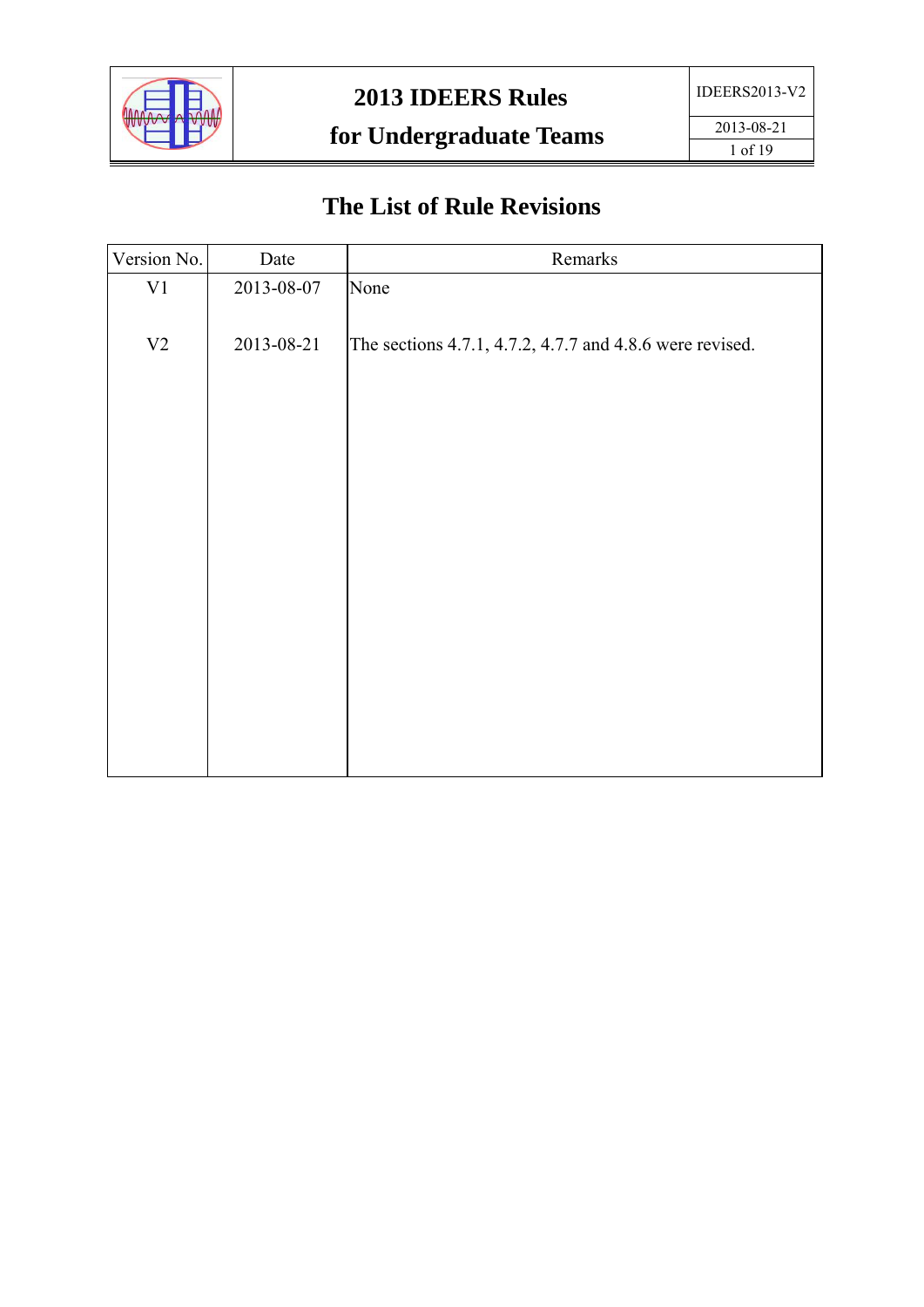# The List of Rule Revisions

| Version No. | Date | Remarks |
|---|---|---|
| V1 | 2013-08-07 | None |
| V2 | 2013-08-21 | The sections 4.7.1, 4.7.2, 4.7.7 and 4.8.6 were revised. |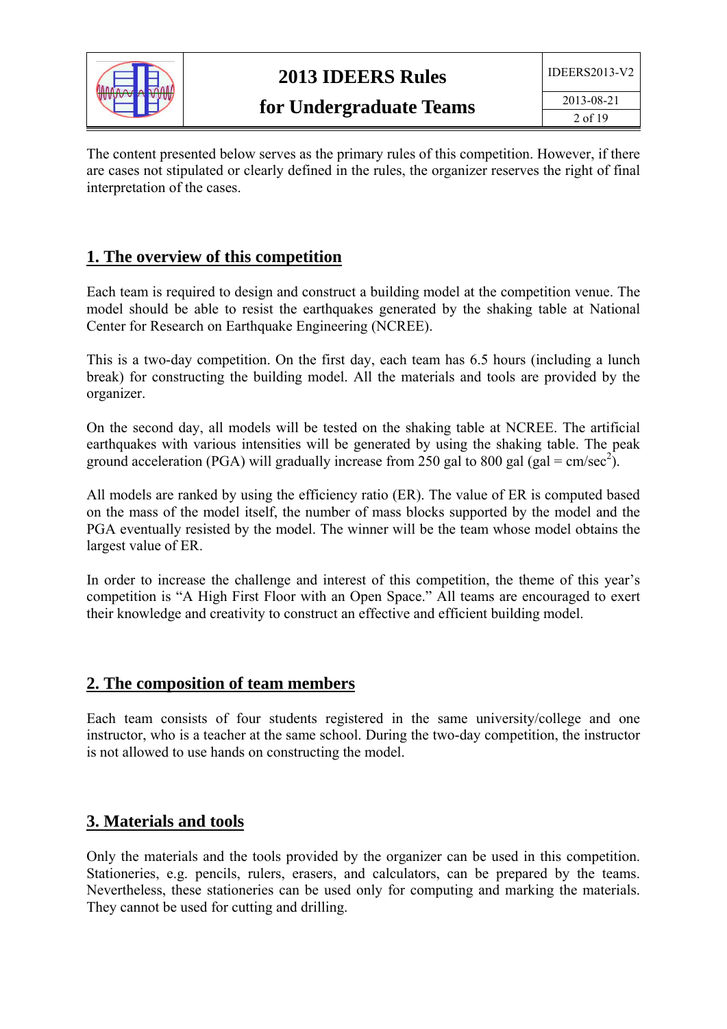The content presented below serves as the primary rules of this competition. However, if there are cases not stipulated or clearly defined in the rules, the organizer reserves the right of final interpretation of the cases.

## 1. The overview of this competition

Each team is required to design and construct a building model at the competition venue. The model should be able to resist the earthquakes generated by the shaking table at National Center for Research on Earthquake Engineering (NCREE).

This is a two-day competition. On the first day, each team has 6.5 hours (including a lunch break) for constructing the building model. All the materials and tools are provided by the organizer.

On the second day, all models will be tested on the shaking table at NCREE. The artificial earthquakes with various intensities will be generated by using the shaking table. The peak ground acceleration (PGA) will gradually increase from 250 gal to 800 gal (gal = cm/sec$^2$).

All models are ranked by using the efficiency ratio (ER). The value of ER is computed based on the mass of the model itself, the number of mass blocks supported by the model and the PGA eventually resisted by the model. The winner will be the team whose model obtains the largest value of ER.

In order to increase the challenge and interest of this competition, the theme of this year's competition is "A High First Floor with an Open Space." All teams are encouraged to exert their knowledge and creativity to construct an effective and efficient building model.

## 2. The composition of team members

Each team consists of four students registered in the same university/college and one instructor, who is a teacher at the same school. During the two-day competition, the instructor is not allowed to use hands on constructing the model.

## 3. Materials and tools

Only the materials and the tools provided by the organizer can be used in this competition. Stationeries, e.g. pencils, rulers, erasers, and calculators, can be prepared by the teams. Nevertheless, these stationeries can be used only for computing and marking the materials. They cannot be used for cutting and drilling.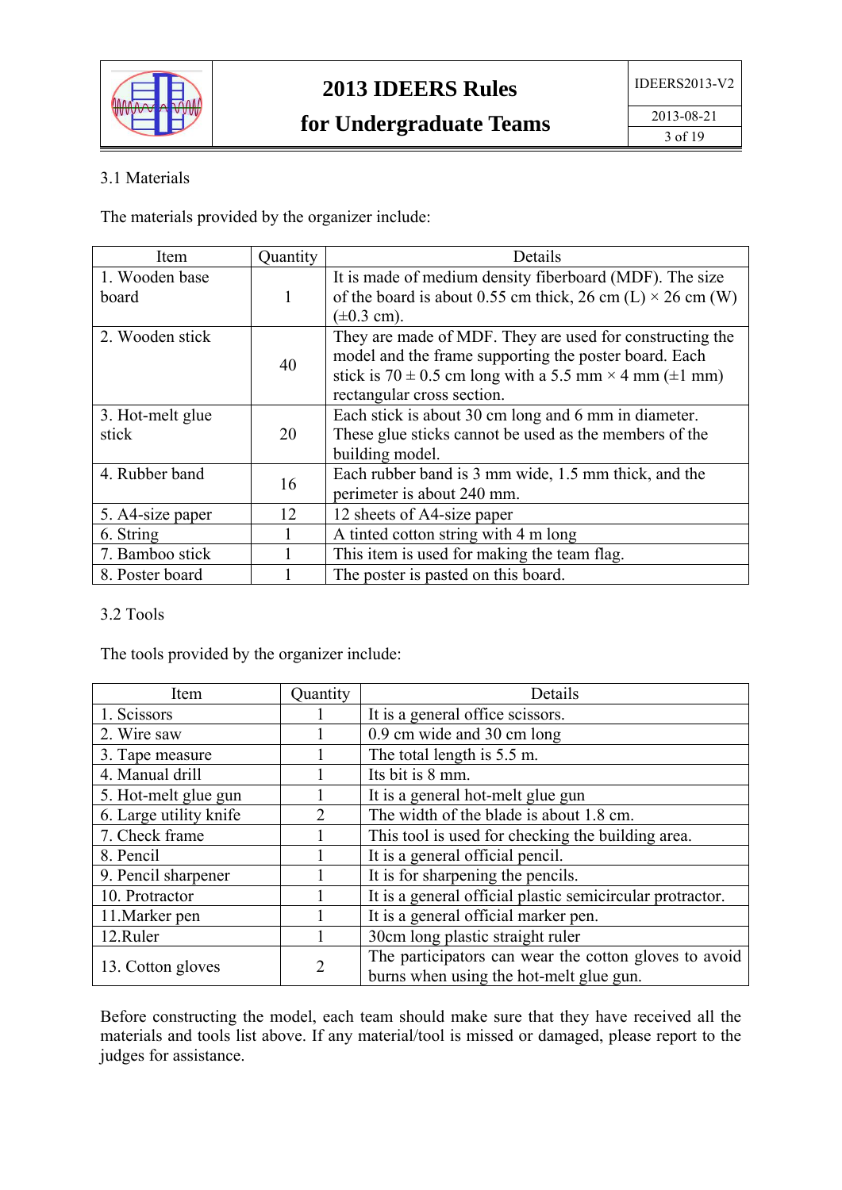### 3.1 Materials

The materials provided by the organizer include:

| Item | Quantity | Details |
|---|---|---|
| 1. Wooden base board | 1 | It is made of medium density fiberboard (MDF). The size of the board is about 0.55 cm thick, 26 cm (L) × 26 cm (W) (±0.3 cm). |
| 2. Wooden stick | 40 | They are made of MDF. They are used for constructing the model and the frame supporting the poster board. Each stick is 70 ± 0.5 cm long with a 5.5 mm × 4 mm (±1 mm) rectangular cross section. |
| 3. Hot-melt glue stick | 20 | Each stick is about 30 cm long and 6 mm in diameter. These glue sticks cannot be used as the members of the building model. |
| 4. Rubber band | 16 | Each rubber band is 3 mm wide, 1.5 mm thick, and the perimeter is about 240 mm. |
| 5. A4-size paper | 12 | 12 sheets of A4-size paper |
| 6. String | 1 | A tinted cotton string with 4 m long |
| 7. Bamboo stick | 1 | This item is used for making the team flag. |
| 8. Poster board | 1 | The poster is pasted on this board. |

### 3.2 Tools

The tools provided by the organizer include:

| Item | Quantity | Details |
|---|---|---|
| 1. Scissors | 1 | It is a general office scissors. |
| 2. Wire saw | 1 | 0.9 cm wide and 30 cm long |
| 3. Tape measure | 1 | The total length is 5.5 m. |
| 4. Manual drill | 1 | Its bit is 8 mm. |
| 5. Hot-melt glue gun | 1 | It is a general hot-melt glue gun |
| 6. Large utility knife | 2 | The width of the blade is about 1.8 cm. |
| 7. Check frame | 1 | This tool is used for checking the building area. |
| 8. Pencil | 1 | It is a general official pencil. |
| 9. Pencil sharpener | 1 | It is for sharpening the pencils. |
| 10. Protractor | 1 | It is a general official plastic semicircular protractor. |
| 11.Marker pen | 1 | It is a general official marker pen. |
| 12.Ruler | 1 | 30cm long plastic straight ruler |
| 13. Cotton gloves | 2 | The participators can wear the cotton gloves to avoid burns when using the hot-melt glue gun. |

Before constructing the model, each team should make sure that they have received all the materials and tools list above. If any material/tool is missed or damaged, please report to the judges for assistance.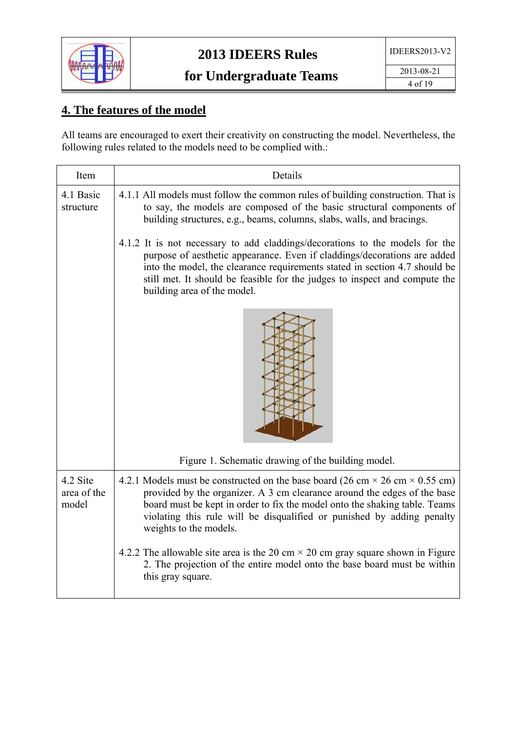## 4. The features of the model

All teams are encouraged to exert their creativity on constructing the model. Nevertheless, the following rules related to the models need to be complied with.:

| Item | Details |
| --- | --- |
| 4.1 Basic structure | 4.1.1 All models must follow the common rules of building construction. That is to say, the models are composed of the basic structural components of building structures, e.g., beams, columns, slabs, walls, and bracings.<br><br>4.1.2 It is not necessary to add claddings/decorations to the models for the purpose of aesthetic appearance. Even if claddings/decorations are added into the model, the clearance requirements stated in section 4.7 should be still met. It should be feasible for the judges to inspect and compute the building area of the model.<br><br>Figure 1. Schematic drawing of the building model. |
| 4.2 Site area of the model | 4.2.1 Models must be constructed on the base board (26 cm × 26 cm × 0.55 cm) provided by the organizer. A 3 cm clearance around the edges of the base board must be kept in order to fix the model onto the shaking table. Teams violating this rule will be disqualified or punished by adding penalty weights to the models.<br><br>4.2.2 The allowable site area is the 20 cm × 20 cm gray square shown in Figure 2. The projection of the entire model onto the base board must be within this gray square. |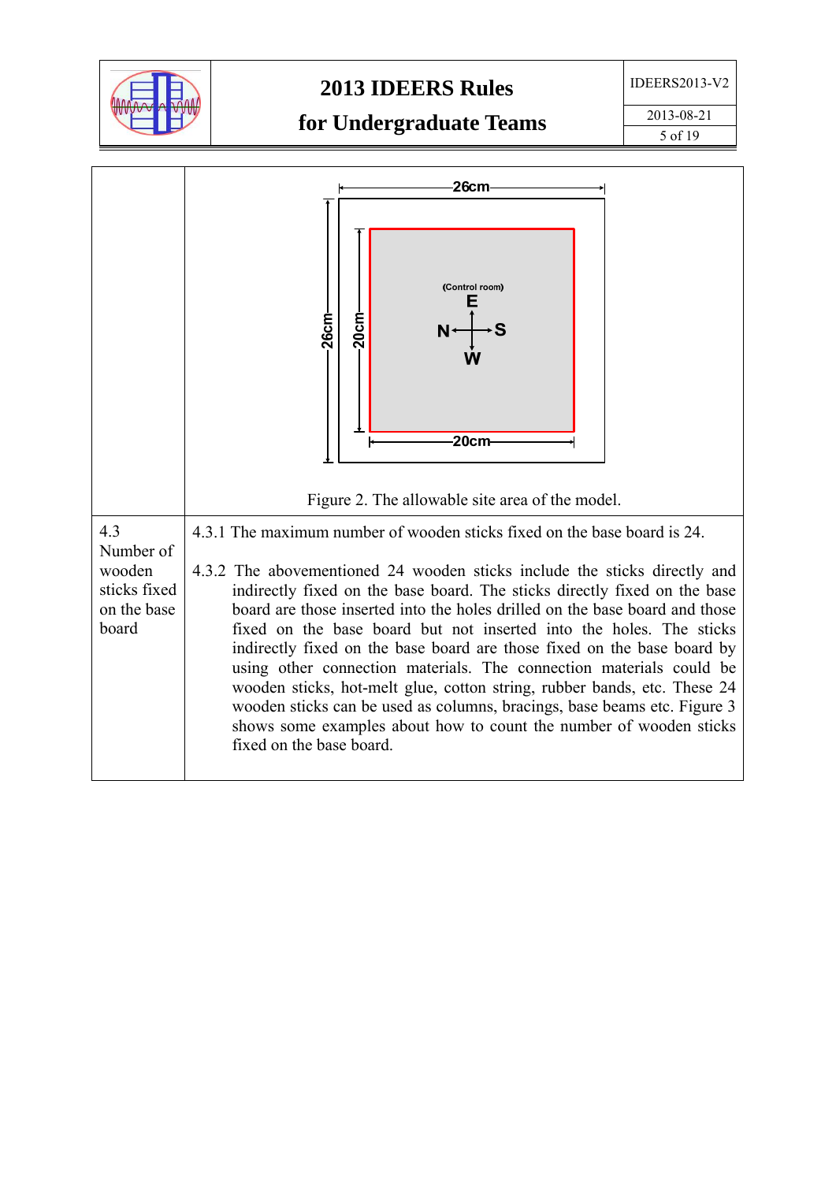| | |
|---|---|
| | Figure 2. The allowable site area of the model. |
| 4.3 Number of wooden sticks fixed on the base board | 4.3.1 The maximum number of wooden sticks fixed on the base board is 24.<br><br>4.3.2 The abovementioned 24 wooden sticks include the sticks directly and indirectly fixed on the base board. The sticks directly fixed on the base board are those inserted into the holes drilled on the base board and those fixed on the base board but not inserted into the holes. The sticks indirectly fixed on the base board are those fixed on the base board by using other connection materials. The connection materials could be wooden sticks, hot-melt glue, cotton string, rubber bands, etc. These 24 wooden sticks can be used as columns, bracings, base beams etc. Figure 3 shows some examples about how to count the number of wooden sticks fixed on the base board. |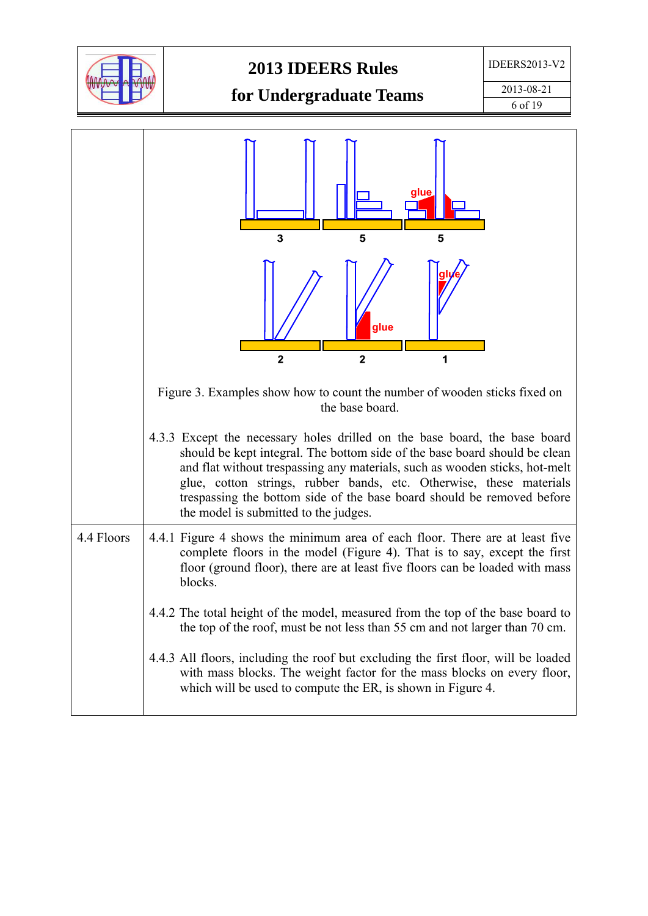Figure 3. Examples show how to count the number of wooden sticks fixed on the base board.

4.3.3 Except the necessary holes drilled on the base board, the base board should be kept integral. The bottom side of the base board should be clean and flat without trespassing any materials, such as wooden sticks, hot-melt glue, cotton strings, rubber bands, etc. Otherwise, these materials trespassing the bottom side of the base board should be removed before the model is submitted to the judges.

## 4.4 Floors

4.4.1 Figure 4 shows the minimum area of each floor. There are at least five complete floors in the model (Figure 4). That is to say, except the first floor (ground floor), there are at least five floors can be loaded with mass blocks.

4.4.2 The total height of the model, measured from the top of the base board to the top of the roof, must be not less than 55 cm and not larger than 70 cm.

4.4.3 All floors, including the roof but excluding the first floor, will be loaded with mass blocks. The weight factor for the mass blocks on every floor, which will be used to compute the ER, is shown in Figure 4.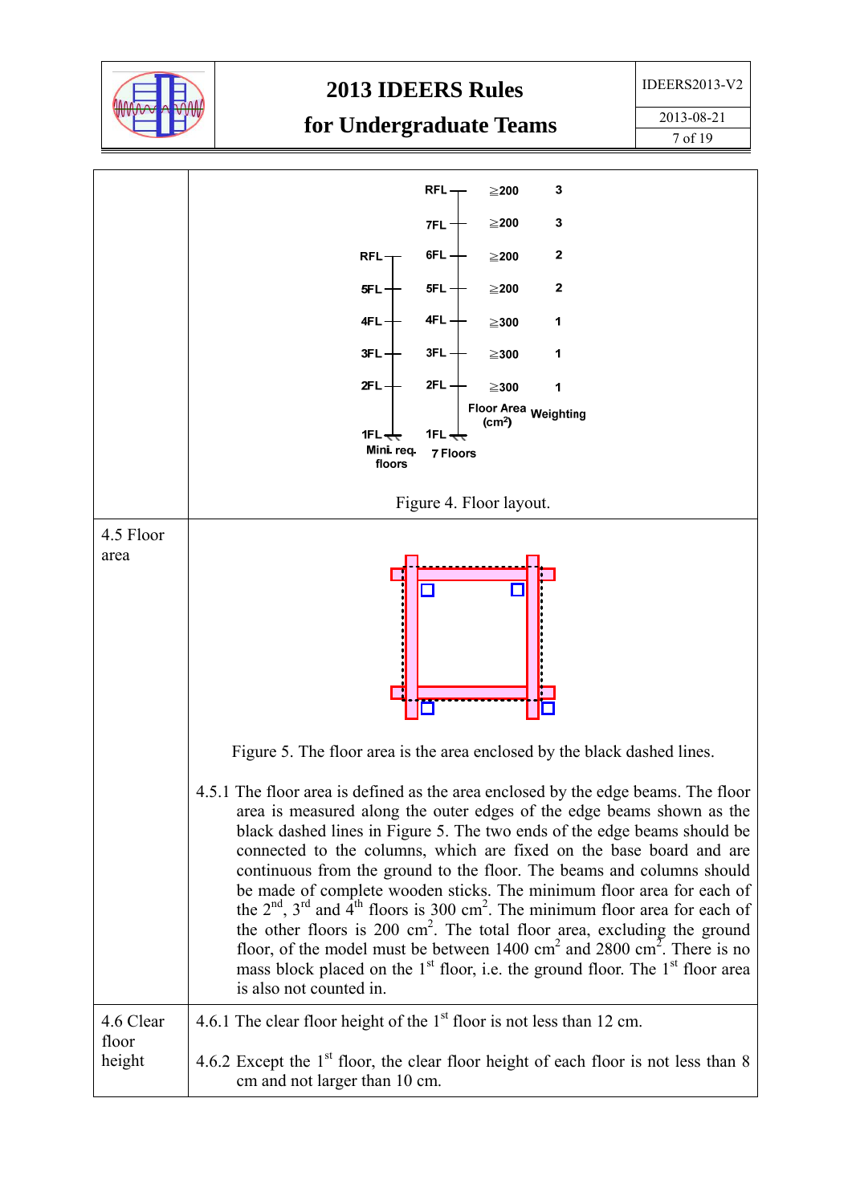Figure 4. Floor layout.

## 4.5 Floor area

Figure 5. The floor area is the area enclosed by the black dashed lines.

4.5.1 The floor area is defined as the area enclosed by the edge beams. The floor area is measured along the outer edges of the edge beams shown as the black dashed lines in Figure 5. The two ends of the edge beams should be connected to the columns, which are fixed on the base board and are continuous from the ground to the floor. The beams and columns should be made of complete wooden sticks. The minimum floor area for each of the 2nd, 3rd and 4th floors is 300 $cm^2$. The minimum floor area for each of the other floors is 200 $cm^2$. The total floor area, excluding the ground floor, of the model must be between 1400 $cm^2$ and 2800 $cm^2$. There is no mass block placed on the 1st floor, i.e. the ground floor. The 1st floor area is also not counted in.

## 4.6 Clear floor height

4.6.1 The clear floor height of the 1st floor is not less than 12 cm.

4.6.2 Except the 1st floor, the clear floor height of each floor is not less than 8 cm and not larger than 10 cm.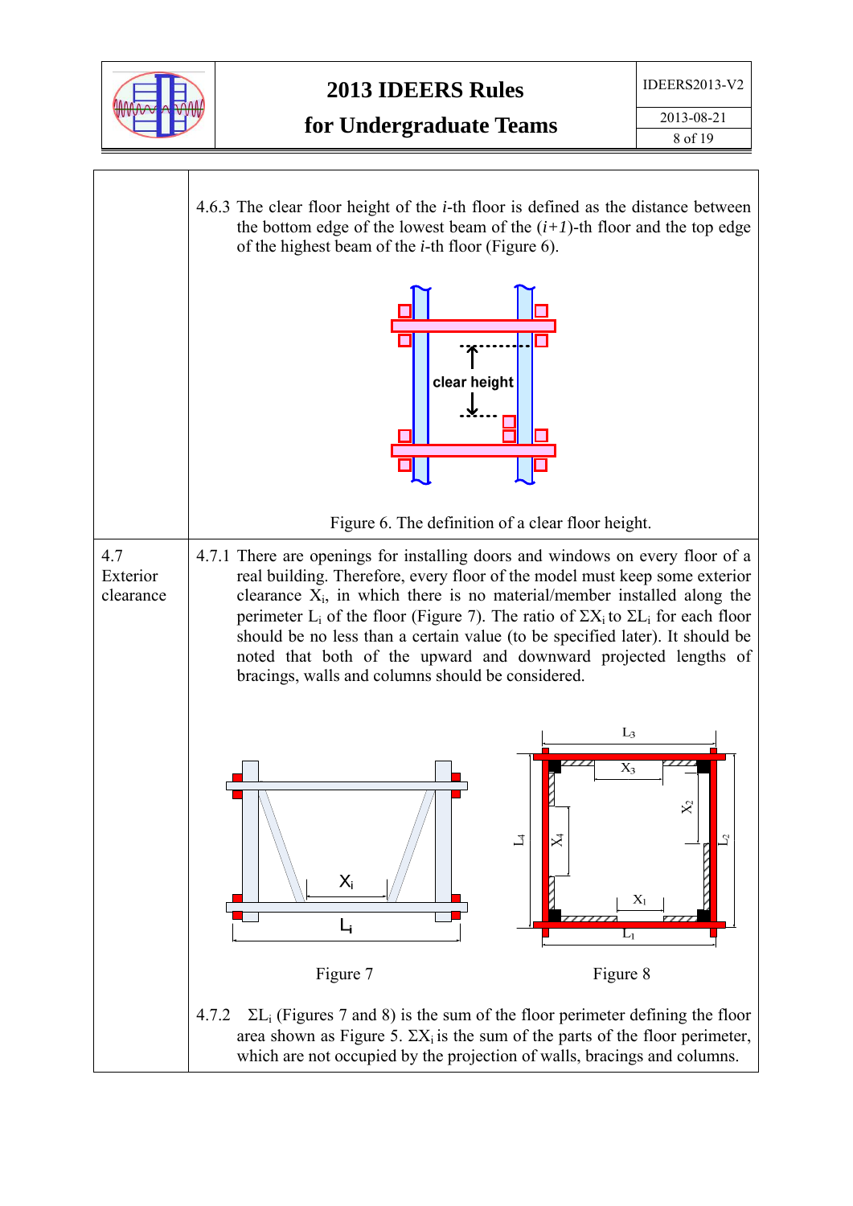4.6.3 The clear floor height of the *i*-th floor is defined as the distance between the bottom edge of the lowest beam of the (*i+1*)-th floor and the top edge of the highest beam of the *i*-th floor (Figure 6).

Figure 6. The definition of a clear floor height.

**4.7 Exterior clearance**

4.7.1 There are openings for installing doors and windows on every floor of a real building. Therefore, every floor of the model must keep some exterior clearance $X_i$, in which there is no material/member installed along the perimeter $L_i$ of the floor (Figure 7). The ratio of $\Sigma X_i$ to $\Sigma L_i$ for each floor should be no less than a certain value (to be specified later). It should be noted that both of the upward and downward projected lengths of bracings, walls and columns should be considered.

Figure 7

Figure 8

4.7.2 $\Sigma L_i$ (Figures 7 and 8) is the sum of the floor perimeter defining the floor area shown as Figure 5. $\Sigma X_i$ is the sum of the parts of the floor perimeter, which are not occupied by the projection of walls, bracings and columns.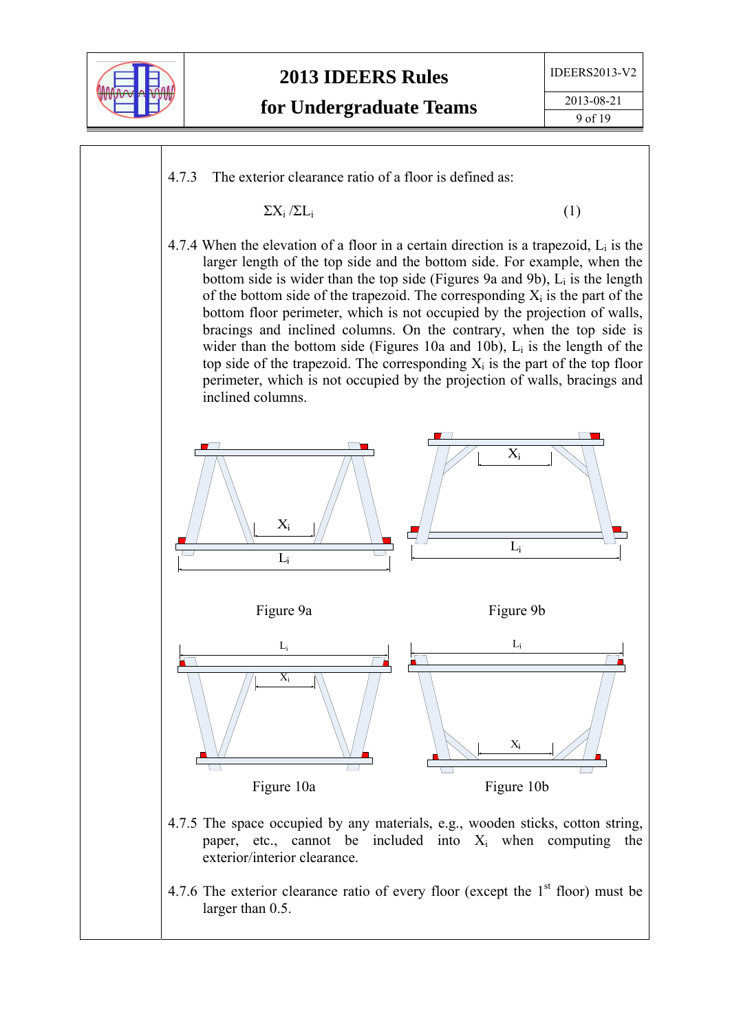4.7.3 The exterior clearance ratio of a floor is defined as:

$$\Sigma X_i / \Sigma L_i \qquad (1)$$

4.7.4 When the elevation of a floor in a certain direction is a trapezoid, $L_i$ is the larger length of the top side and the bottom side. For example, when the bottom side is wider than the top side (Figures 9a and 9b), $L_i$ is the length of the bottom side of the trapezoid. The corresponding $X_i$ is the part of the bottom floor perimeter, which is not occupied by the projection of walls, bracings and inclined columns. On the contrary, when the top side is wider than the bottom side (Figures 10a and 10b), $L_i$ is the length of the top side of the trapezoid. The corresponding $X_i$ is the part of the top floor perimeter, which is not occupied by the projection of walls, bracings and inclined columns.

Figure 9a

Figure 9b

Figure 10a

Figure 10b

4.7.5 The space occupied by any materials, e.g., wooden sticks, cotton string, paper, etc., cannot be included into $X_i$ when computing the exterior/interior clearance.

4.7.6 The exterior clearance ratio of every floor (except the 1st floor) must be larger than 0.5.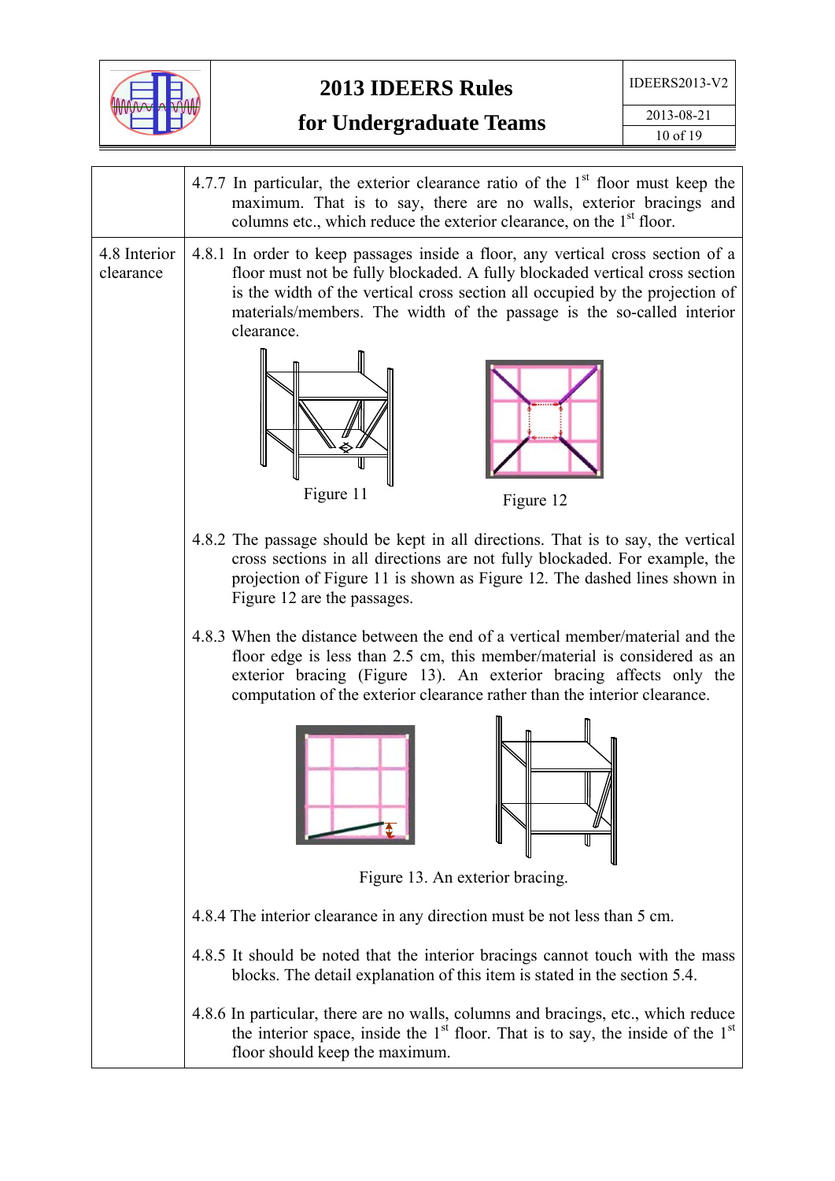| | |
|---|---|
| | 4.7.7 In particular, the exterior clearance ratio of the 1st floor must keep the maximum. That is to say, there are no walls, exterior bracings and columns etc., which reduce the exterior clearance, on the 1st floor. |
| 4.8 Interior clearance | 4.8.1 In order to keep passages inside a floor, any vertical cross section of a floor must not be fully blockaded. A fully blockaded vertical cross section is the width of the vertical cross section all occupied by the projection of materials/members. The width of the passage is the so-called interior clearance.<br><br>Figure 11 Figure 12<br><br>4.8.2 The passage should be kept in all directions. That is to say, the vertical cross sections in all directions are not fully blockaded. For example, the projection of Figure 11 is shown as Figure 12. The dashed lines shown in Figure 12 are the passages.<br><br>4.8.3 When the distance between the end of a vertical member/material and the floor edge is less than 2.5 cm, this member/material is considered as an exterior bracing (Figure 13). An exterior bracing affects only the computation of the exterior clearance rather than the interior clearance.<br><br>Figure 13. An exterior bracing.<br><br>4.8.4 The interior clearance in any direction must be not less than 5 cm.<br><br>4.8.5 It should be noted that the interior bracings cannot touch with the mass blocks. The detail explanation of this item is stated in the section 5.4.<br><br>4.8.6 In particular, there are no walls, columns and bracings, etc., which reduce the interior space, inside the 1st floor. That is to say, the inside of the 1st floor should keep the maximum. |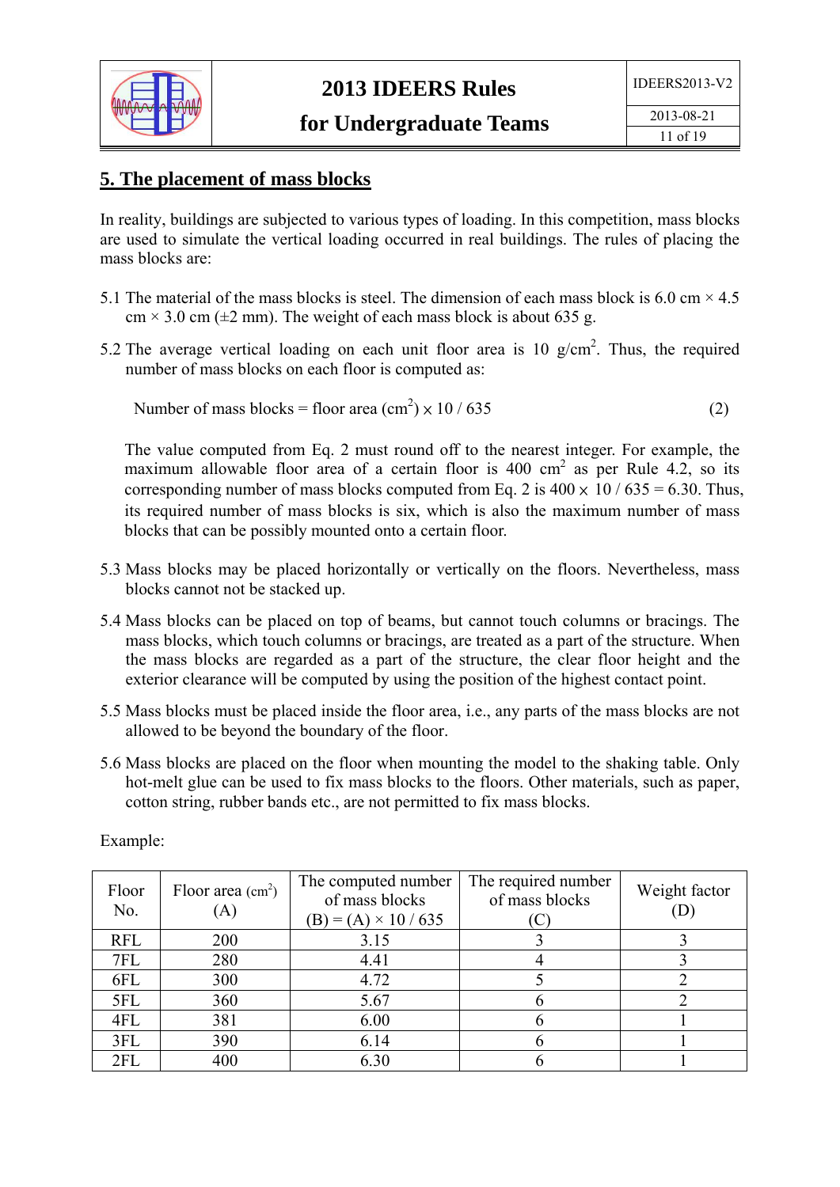## 5. The placement of mass blocks

In reality, buildings are subjected to various types of loading. In this competition, mass blocks are used to simulate the vertical loading occurred in real buildings. The rules of placing the mass blocks are:

5.1 The material of the mass blocks is steel. The dimension of each mass block is 6.0 cm × 4.5 cm × 3.0 cm (±2 mm). The weight of each mass block is about 635 g.

5.2 The average vertical loading on each unit floor area is 10 g/cm$^2$. Thus, the required number of mass blocks on each floor is computed as:

$$\text{Number of mass blocks} = \text{floor area (cm}^2\text{)} \times 10 / 635 \qquad (2)$$

The value computed from Eq. 2 must round off to the nearest integer. For example, the maximum allowable floor area of a certain floor is 400 cm$^2$ as per Rule 4.2, so its corresponding number of mass blocks computed from Eq. 2 is 400 × 10 / 635 = 6.30. Thus, its required number of mass blocks is six, which is also the maximum number of mass blocks that can be possibly mounted onto a certain floor.

5.3 Mass blocks may be placed horizontally or vertically on the floors. Nevertheless, mass blocks cannot not be stacked up.

5.4 Mass blocks can be placed on top of beams, but cannot touch columns or bracings. The mass blocks, which touch columns or bracings, are treated as a part of the structure. When the mass blocks are regarded as a part of the structure, the clear floor height and the exterior clearance will be computed by using the position of the highest contact point.

5.5 Mass blocks must be placed inside the floor area, i.e., any parts of the mass blocks are not allowed to be beyond the boundary of the floor.

5.6 Mass blocks are placed on the floor when mounting the model to the shaking table. Only hot-melt glue can be used to fix mass blocks to the floors. Other materials, such as paper, cotton string, rubber bands etc., are not permitted to fix mass blocks.

Example:

| Floor No. | Floor area (cm$^2$) (A) | The computed number of mass blocks (B) = (A) × 10 / 635 | The required number of mass blocks (C) | Weight factor (D) |
|---|---|---|---|---|
| RFL | 200 | 3.15 | 3 | 3 |
| 7FL | 280 | 4.41 | 4 | 3 |
| 6FL | 300 | 4.72 | 5 | 2 |
| 5FL | 360 | 5.67 | 6 | 2 |
| 4FL | 381 | 6.00 | 6 | 1 |
| 3FL | 390 | 6.14 | 6 | 1 |
| 2FL | 400 | 6.30 | 6 | 1 |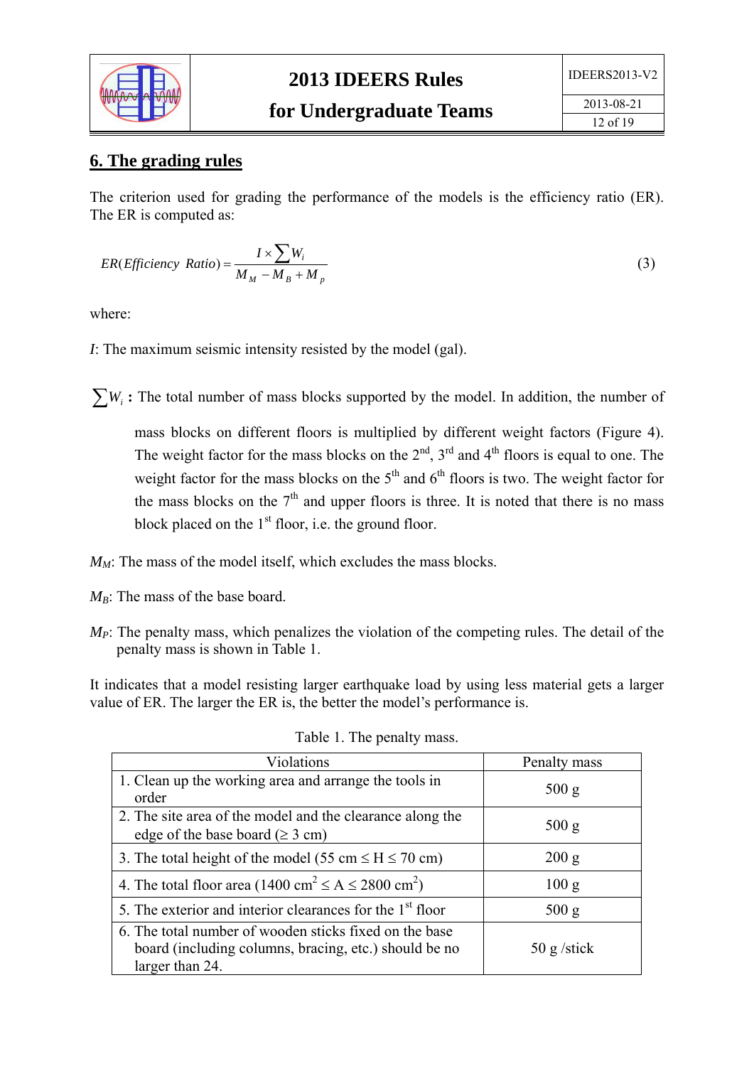## 6. The grading rules

The criterion used for grading the performance of the models is the efficiency ratio (ER). The ER is computed as:

$$ER(Efficiency\ Ratio) = \frac{I \times \sum W_i}{M_M - M_B + M_p} \tag{3}$$

where:

$I$: The maximum seismic intensity resisted by the model (gal).

$\sum W_i$ **:** The total number of mass blocks supported by the model. In addition, the number of mass blocks on different floors is multiplied by different weight factors (Figure 4). The weight factor for the mass blocks on the 2nd, 3rd and 4th floors is equal to one. The weight factor for the mass blocks on the 5th and 6th floors is two. The weight factor for the mass blocks on the 7th and upper floors is three. It is noted that there is no mass block placed on the 1st floor, i.e. the ground floor.

$M_M$: The mass of the model itself, which excludes the mass blocks.

$M_B$: The mass of the base board.

$M_P$: The penalty mass, which penalizes the violation of the competing rules. The detail of the penalty mass is shown in Table 1.

It indicates that a model resisting larger earthquake load by using less material gets a larger value of ER. The larger the ER is, the better the model's performance is.

Table 1. The penalty mass.

| Violations | Penalty mass |
|---|---|
| 1. Clean up the working area and arrange the tools in order | 500 g |
| 2. The site area of the model and the clearance along the edge of the base board (≥ 3 cm) | 500 g |
| 3. The total height of the model (55 cm ≤ H ≤ 70 cm) | 200 g |
| 4. The total floor area (1400 $cm^2$ ≤ A ≤ 2800 $cm^2$) | 100 g |
| 5. The exterior and interior clearances for the 1st floor | 500 g |
| 6. The total number of wooden sticks fixed on the base board (including columns, bracing, etc.) should be no larger than 24. | 50 g /stick |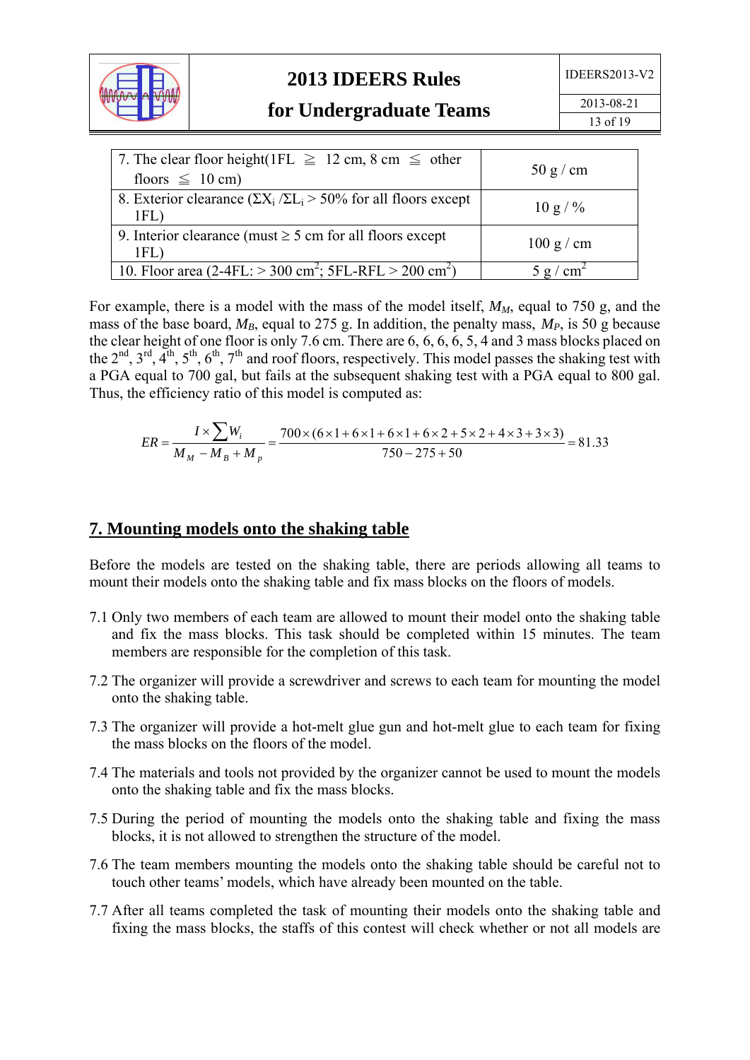| | |
|---|---|
| 7. The clear floor height(1FL ≧ 12 cm, 8 cm ≦ other floors ≦ 10 cm) | 50 g / cm |
| 8. Exterior clearance ($\Sigma X_i / \Sigma L_i > 50\%$ for all floors except 1FL) | 10 g / % |
| 9. Interior clearance (must ≥ 5 cm for all floors except 1FL) | 100 g / cm |
| 10. Floor area (2-4FL: > 300 cm$^2$; 5FL-RFL > 200 cm$^2$) | 5 g / cm$^2$ |

For example, there is a model with the mass of the model itself, $M_M$, equal to 750 g, and the mass of the base board, $M_B$, equal to 275 g. In addition, the penalty mass, $M_P$, is 50 g because the clear height of one floor is only 7.6 cm. There are 6, 6, 6, 6, 5, 4 and 3 mass blocks placed on the 2nd, 3rd, 4th, 5th, 6th, 7th and roof floors, respectively. This model passes the shaking test with a PGA equal to 700 gal, but fails at the subsequent shaking test with a PGA equal to 800 gal. Thus, the efficiency ratio of this model is computed as:

$$ER = \frac{I \times \sum W_i}{M_M - M_B + M_p} = \frac{700 \times (6 \times 1 + 6 \times 1 + 6 \times 1 + 6 \times 2 + 5 \times 2 + 4 \times 3 + 3 \times 3)}{750 - 275 + 50} = 81.33$$

## 7. Mounting models onto the shaking table

Before the models are tested on the shaking table, there are periods allowing all teams to mount their models onto the shaking table and fix mass blocks on the floors of models.

7.1 Only two members of each team are allowed to mount their model onto the shaking table and fix the mass blocks. This task should be completed within 15 minutes. The team members are responsible for the completion of this task.

7.2 The organizer will provide a screwdriver and screws to each team for mounting the model onto the shaking table.

7.3 The organizer will provide a hot-melt glue gun and hot-melt glue to each team for fixing the mass blocks on the floors of the model.

7.4 The materials and tools not provided by the organizer cannot be used to mount the models onto the shaking table and fix the mass blocks.

7.5 During the period of mounting the models onto the shaking table and fixing the mass blocks, it is not allowed to strengthen the structure of the model.

7.6 The team members mounting the models onto the shaking table should be careful not to touch other teams' models, which have already been mounted on the table.

7.7 After all teams completed the task of mounting their models onto the shaking table and fixing the mass blocks, the staffs of this contest will check whether or not all models are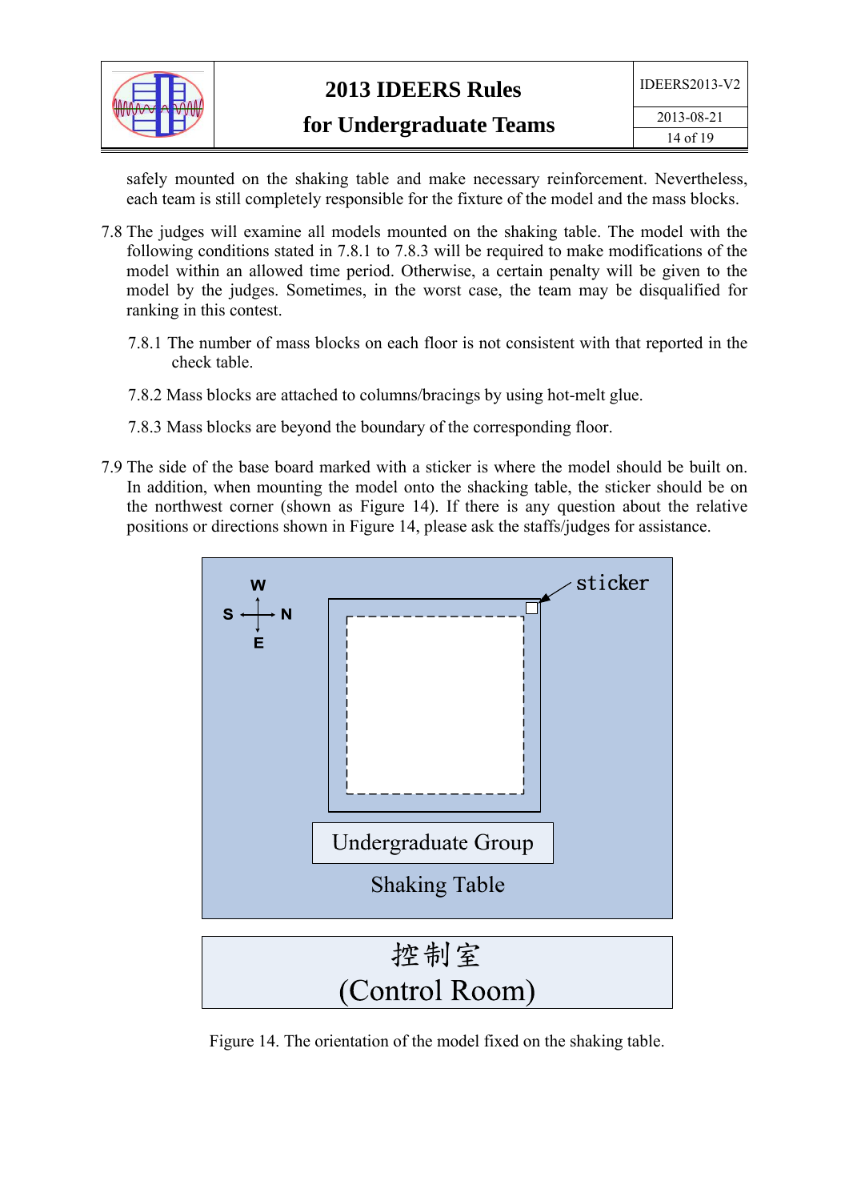safely mounted on the shaking table and make necessary reinforcement. Nevertheless, each team is still completely responsible for the fixture of the model and the mass blocks.

7.8 The judges will examine all models mounted on the shaking table. The model with the following conditions stated in 7.8.1 to 7.8.3 will be required to make modifications of the model within an allowed time period. Otherwise, a certain penalty will be given to the model by the judges. Sometimes, in the worst case, the team may be disqualified for ranking in this contest.

7.8.1 The number of mass blocks on each floor is not consistent with that reported in the check table.

7.8.2 Mass blocks are attached to columns/bracings by using hot-melt glue.

7.8.3 Mass blocks are beyond the boundary of the corresponding floor.

7.9 The side of the base board marked with a sticker is where the model should be built on. In addition, when mounting the model onto the shacking table, the sticker should be on the northwest corner (shown as Figure 14). If there is any question about the relative positions or directions shown in Figure 14, please ask the staffs/judges for assistance.

W

S N

E

sticker

Undergraduate Group

Shaking Table

控制室
(Control Room)

Figure 14. The orientation of the model fixed on the shaking table.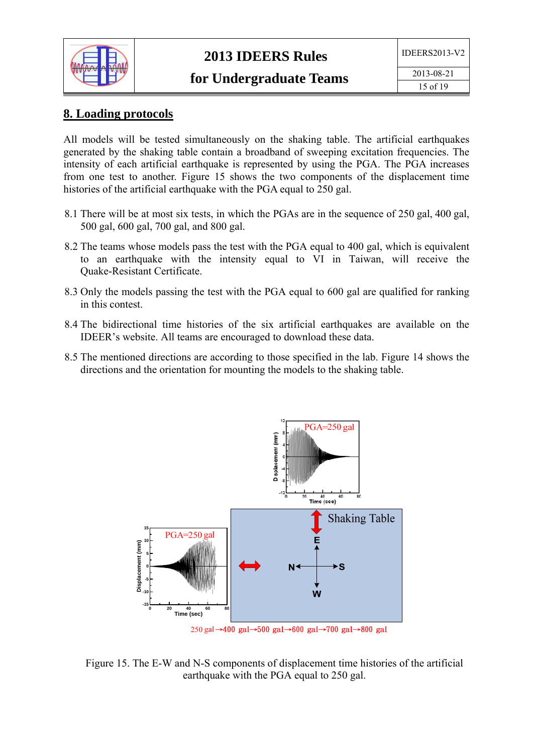## 8. Loading protocols

All models will be tested simultaneously on the shaking table. The artificial earthquakes generated by the shaking table contain a broadband of sweeping excitation frequencies. The intensity of each artificial earthquake is represented by using the PGA. The PGA increases from one test to another. Figure 15 shows the two components of the displacement time histories of the artificial earthquake with the PGA equal to 250 gal.

8.1 There will be at most six tests, in which the PGAs are in the sequence of 250 gal, 400 gal, 500 gal, 600 gal, 700 gal, and 800 gal.

8.2 The teams whose models pass the test with the PGA equal to 400 gal, which is equivalent to an earthquake with the intensity equal to VI in Taiwan, will receive the Quake-Resistant Certificate.

8.3 Only the models passing the test with the PGA equal to 600 gal are qualified for ranking in this contest.

8.4 The bidirectional time histories of the six artificial earthquakes are available on the IDEER's website. All teams are encouraged to download these data.

8.5 The mentioned directions are according to those specified in the lab. Figure 14 shows the directions and the orientation for mounting the models to the shaking table.

250 gal→400 gal→500 gal→600 gal→700 gal→800 gal

Figure 15. The E-W and N-S components of displacement time histories of the artificial earthquake with the PGA equal to 250 gal.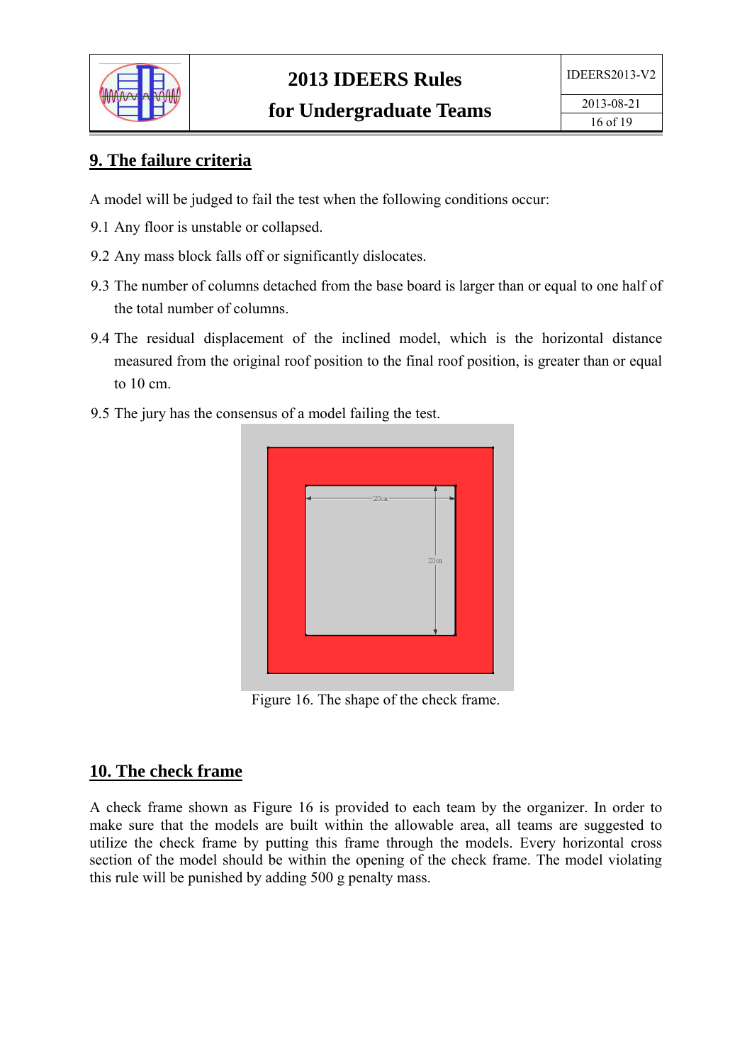## 9. The failure criteria

A model will be judged to fail the test when the following conditions occur:

9.1 Any floor is unstable or collapsed.

9.2 Any mass block falls off or significantly dislocates.

9.3 The number of columns detached from the base board is larger than or equal to one half of the total number of columns.

9.4 The residual displacement of the inclined model, which is the horizontal distance measured from the original roof position to the final roof position, is greater than or equal to 10 cm.

9.5 The jury has the consensus of a model failing the test.

Figure 16. The shape of the check frame.

## 10. The check frame

A check frame shown as Figure 16 is provided to each team by the organizer. In order to make sure that the models are built within the allowable area, all teams are suggested to utilize the check frame by putting this frame through the models. Every horizontal cross section of the model should be within the opening of the check frame. The model violating this rule will be punished by adding 500 g penalty mass.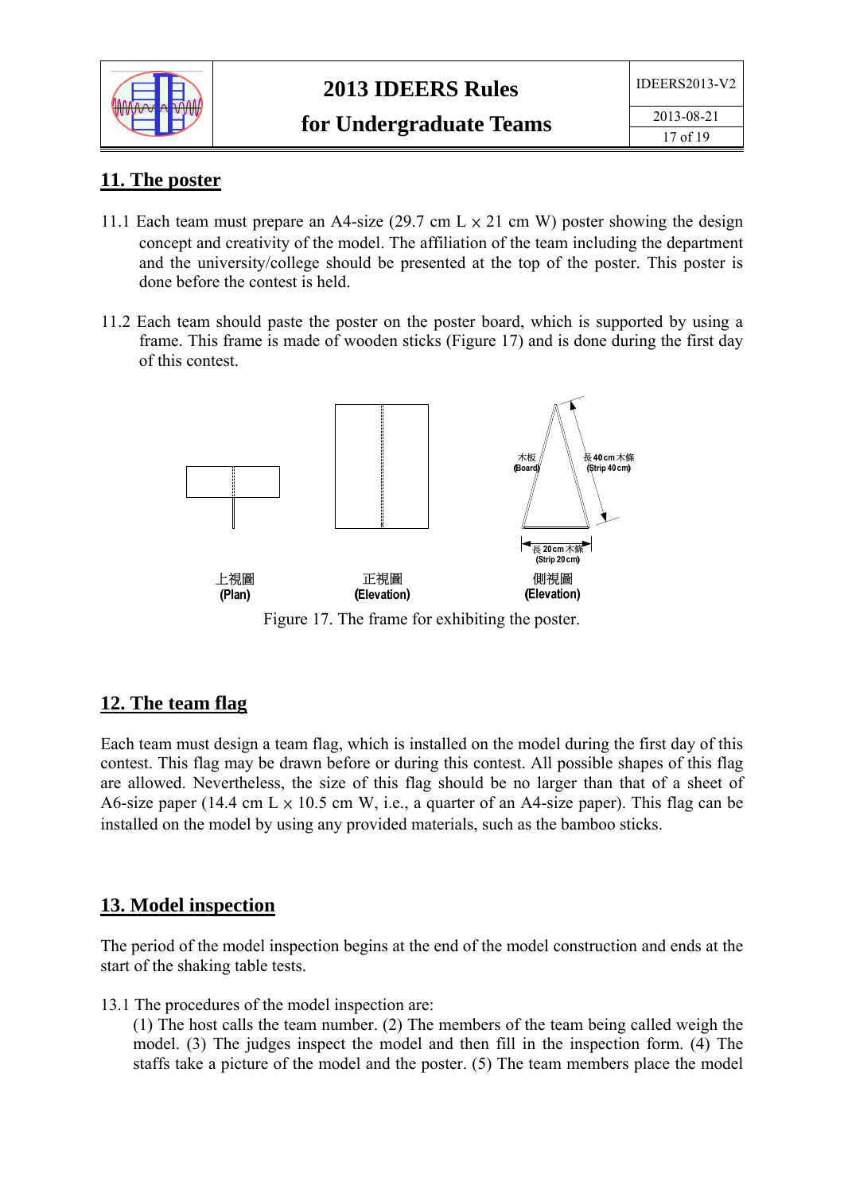## 11. The poster

11.1 Each team must prepare an A4-size (29.7 cm L × 21 cm W) poster showing the design concept and creativity of the model. The affiliation of the team including the department and the university/college should be presented at the top of the poster. This poster is done before the contest is held.

11.2 Each team should paste the poster on the poster board, which is supported by using a frame. This frame is made of wooden sticks (Figure 17) and is done during the first day of this contest.

木板 (Board) 長40cm木條 (Strip 40cm) 長20cm木條 (Strip 20cm)

上視圖 (Plan) 正視圖 (Elevation) 側視圖 (Elevation)

Figure 17. The frame for exhibiting the poster.

## 12. The team flag

Each team must design a team flag, which is installed on the model during the first day of this contest. This flag may be drawn before or during this contest. All possible shapes of this flag are allowed. Nevertheless, the size of this flag should be no larger than that of a sheet of A6-size paper (14.4 cm L × 10.5 cm W, i.e., a quarter of an A4-size paper). This flag can be installed on the model by using any provided materials, such as the bamboo sticks.

## 13. Model inspection

The period of the model inspection begins at the end of the model construction and ends at the start of the shaking table tests.

13.1 The procedures of the model inspection are:
(1) The host calls the team number. (2) The members of the team being called weigh the model. (3) The judges inspect the model and then fill in the inspection form. (4) The staffs take a picture of the model and the poster. (5) The team members place the model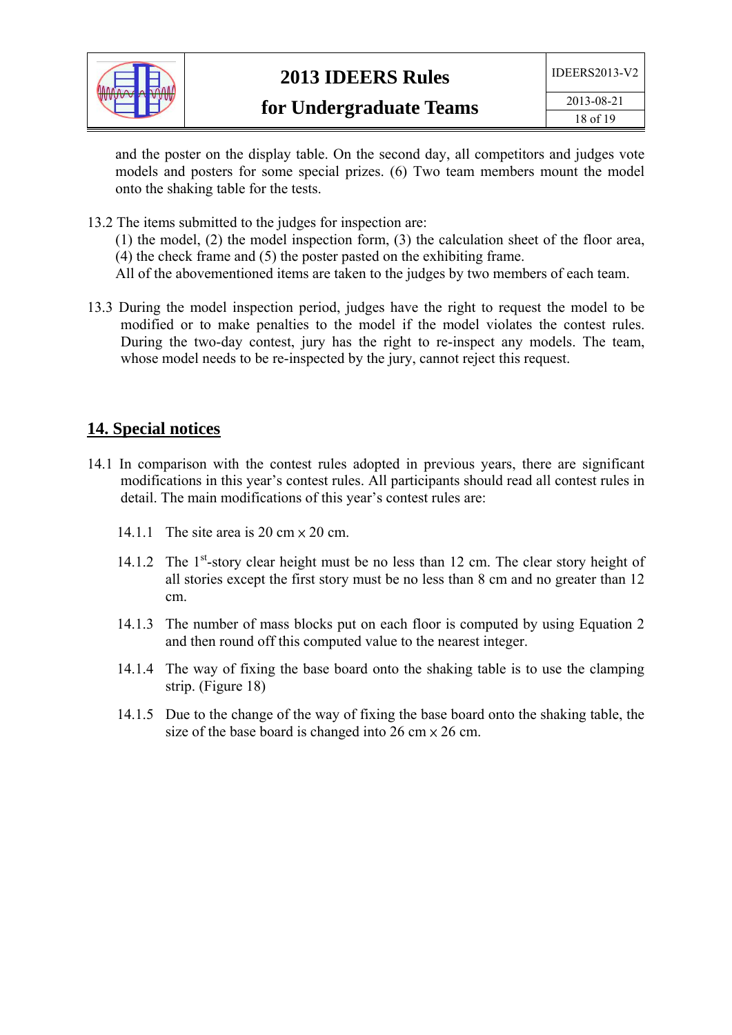and the poster on the display table. On the second day, all competitors and judges vote models and posters for some special prizes. (6) Two team members mount the model onto the shaking table for the tests.

13.2 The items submitted to the judges for inspection are:
(1) the model, (2) the model inspection form, (3) the calculation sheet of the floor area, (4) the check frame and (5) the poster pasted on the exhibiting frame.
All of the abovementioned items are taken to the judges by two members of each team.

13.3 During the model inspection period, judges have the right to request the model to be modified or to make penalties to the model if the model violates the contest rules. During the two-day contest, jury has the right to re-inspect any models. The team, whose model needs to be re-inspected by the jury, cannot reject this request.

## 14. Special notices

14.1 In comparison with the contest rules adopted in previous years, there are significant modifications in this year's contest rules. All participants should read all contest rules in detail. The main modifications of this year's contest rules are:

14.1.1 The site area is 20 cm $\times$ 20 cm.

14.1.2 The 1st-story clear height must be no less than 12 cm. The clear story height of all stories except the first story must be no less than 8 cm and no greater than 12 cm.

14.1.3 The number of mass blocks put on each floor is computed by using Equation 2 and then round off this computed value to the nearest integer.

14.1.4 The way of fixing the base board onto the shaking table is to use the clamping strip. (Figure 18)

14.1.5 Due to the change of the way of fixing the base board onto the shaking table, the size of the base board is changed into 26 cm $\times$ 26 cm.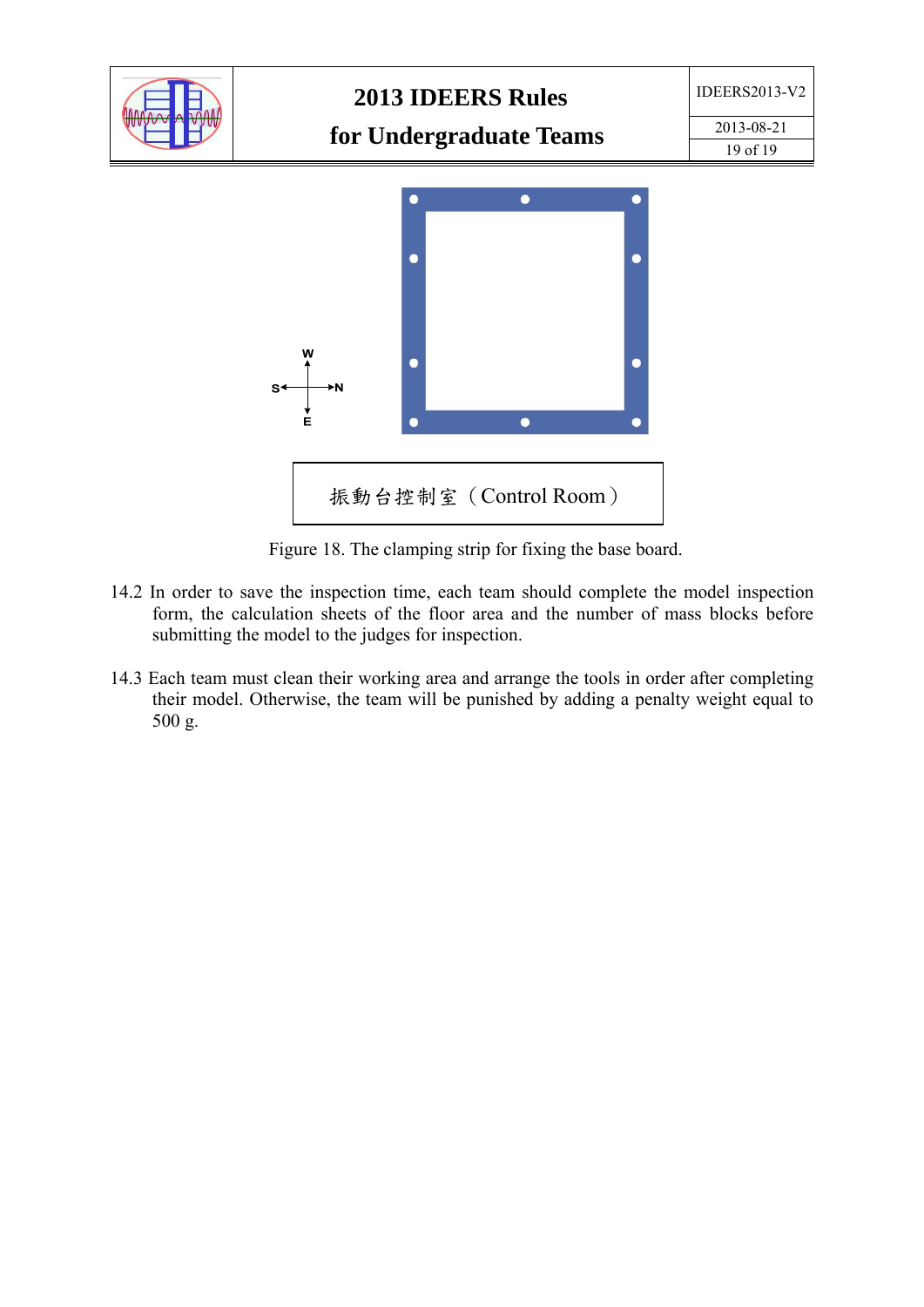振動台控制室（Control Room）

Figure 18. The clamping strip for fixing the base board.

14.2 In order to save the inspection time, each team should complete the model inspection form, the calculation sheets of the floor area and the number of mass blocks before submitting the model to the judges for inspection.

14.3 Each team must clean their working area and arrange the tools in order after completing their model. Otherwise, the team will be punished by adding a penalty weight equal to 500 g.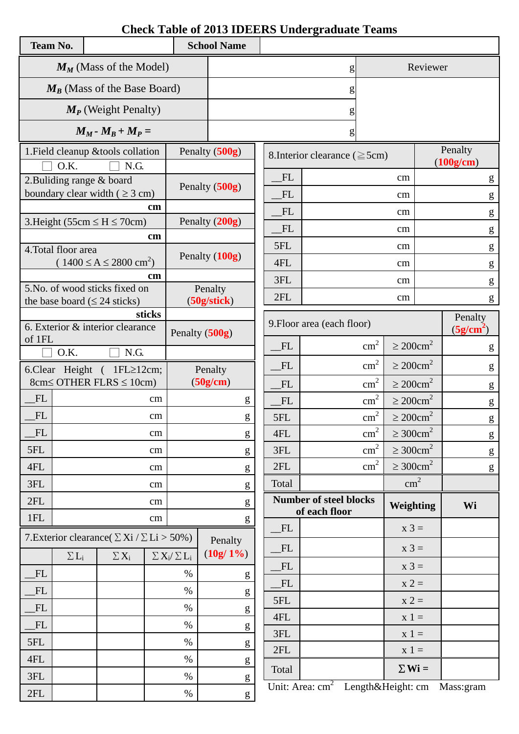# Check Table of 2013 IDEERS Undergraduate Teams

| Team No. | | School Name | |
|---|---|---|---|

| | | Reviewer |
|---|---|---|
| $M_M$ (Mass of the Model) | g | |
| $M_B$ (Mass of the Base Board) | g | |
| $M_P$ (Weight Penalty) | g | |
| $M_M$ - $M_B$ + $M_P$ = | g | |

| 1.Field cleanup &tools collation | Penalty (**500g**) |
|---|---|
| ☐ O.K. ☐ N.G. | |
| 2.Buliding range & board boundary clear width ( ≥ 3 cm) | Penalty (**500g**) |
| cm | |
| 3.Height (55cm ≤ H ≤ 70cm) | Penalty (**200g**) |
| cm | |
| 4.Total floor area ( 1400 ≤ A ≤ 2800 cm$^2$) | Penalty (**100g**) |
| cm | |
| 5.No. of wood sticks fixed on the base board (≤ 24 sticks) | Penalty (**50g/stick**) |
| sticks | |
| 6. Exterior & interior clearance of 1FL | Penalty (**500g**) |
| ☐ O.K. ☐ N.G. | |

| 6.Clear Height ( 1FL≥12cm; 8cm≤ OTHER FLRS ≤ 10cm) | | Penalty (**50g/cm**) |
|---|---|---|
| __FL | cm | g |
| __FL | cm | g |
| __FL | cm | g |
| 5FL | cm | g |
| 4FL | cm | g |
| 3FL | cm | g |
| 2FL | cm | g |
| 1FL | cm | g |

| 7.Exterior clearance( ΣXi / ΣLi > 50%) | | | | Penalty (**10g/ 1%**) |
|---|---|---|---|---|
| | $\Sigma L_i$ | $\Sigma X_i$ | $\Sigma X_i / \Sigma L_i$ | |
| __FL | | | % | g |
| __FL | | | % | g |
| __FL | | | % | g |
| __FL | | | % | g |
| 5FL | | | % | g |
| 4FL | | | % | g |
| 3FL | | | % | g |
| 2FL | | | % | g |

| 8.Interior clearance (≧5cm) | | Penalty (**100g/cm**) |
|---|---|---|
| __FL | cm | g |
| __FL | cm | g |
| __FL | cm | g |
| __FL | cm | g |
| 5FL | cm | g |
| 4FL | cm | g |
| 3FL | cm | g |
| 2FL | cm | g |

| 9.Floor area (each floor) | | | Penalty (**5g/cm$^2$**) |
|---|---|---|---|
| __FL | cm$^2$ | ≥ 200cm$^2$ | g |
| __FL | cm$^2$ | ≥ 200cm$^2$ | g |
| __FL | cm$^2$ | ≥ 200cm$^2$ | g |
| __FL | cm$^2$ | ≥ 200cm$^2$ | g |
| 5FL | cm$^2$ | ≥ 200cm$^2$ | g |
| 4FL | cm$^2$ | ≥ 300cm$^2$ | g |
| 3FL | cm$^2$ | ≥ 300cm$^2$ | g |
| 2FL | cm$^2$ | ≥ 300cm$^2$ | g |
| Total | | cm$^2$ | |

| Number of steel blocks of each floor | | Weighting | Wi |
|---|---|---|---|
| __FL | | x 3 = | |
| __FL | | x 3 = | |
| __FL | | x 3 = | |
| __FL | | x 2 = | |
| 5FL | | x 2 = | |
| 4FL | | x 1 = | |
| 3FL | | x 1 = | |
| 2FL | | x 1 = | |
| Total | | **Σ Wi =** | |

Unit: Area: cm$^2$ Length&Height: cm Mass:gram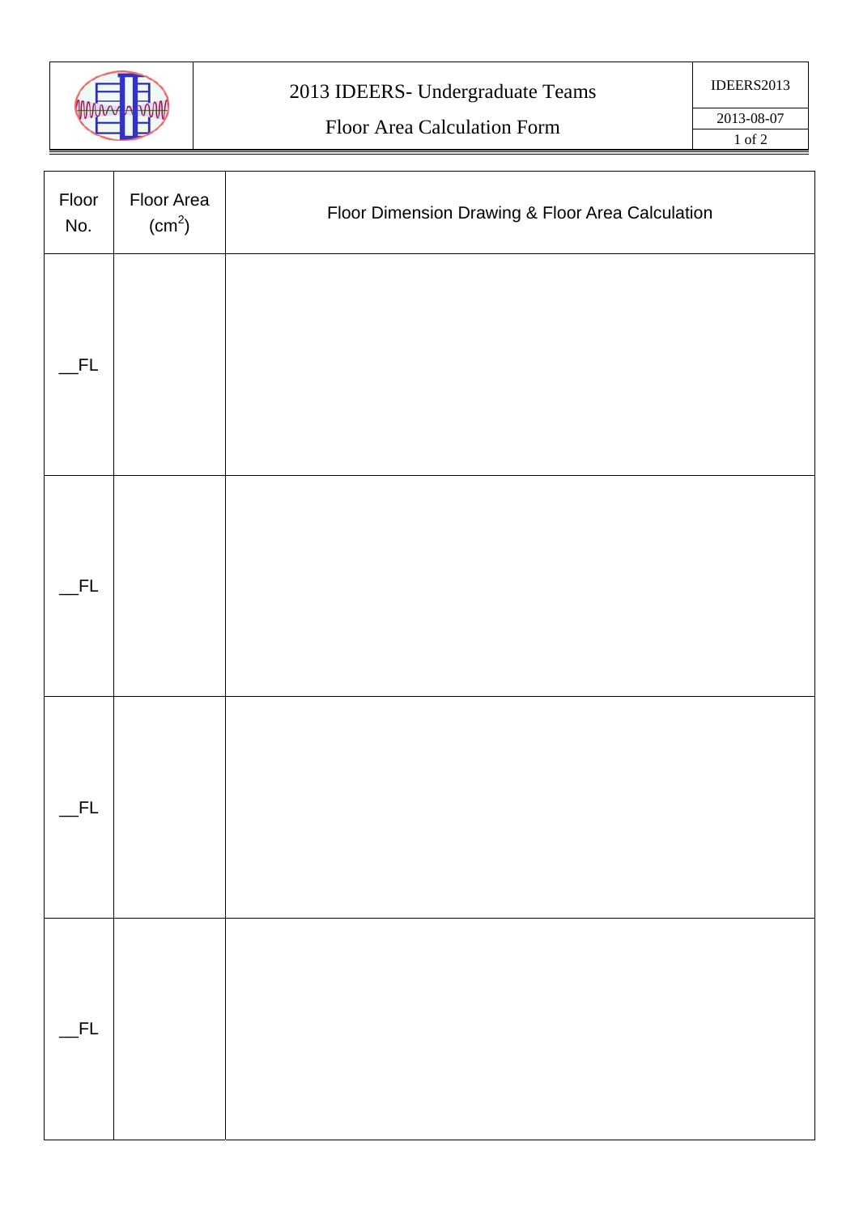# 2013 IDEERS- Undergraduate Teams

## Floor Area Calculation Form

| IDEERS2013 |
| --- |
| 2013-08-07 |

| Floor No. | Floor Area ($cm^2$) | Floor Dimension Drawing & Floor Area Calculation |
| --- | --- | --- |
| __FL | | |
| __FL | | |
| __FL | | |
| __FL | | |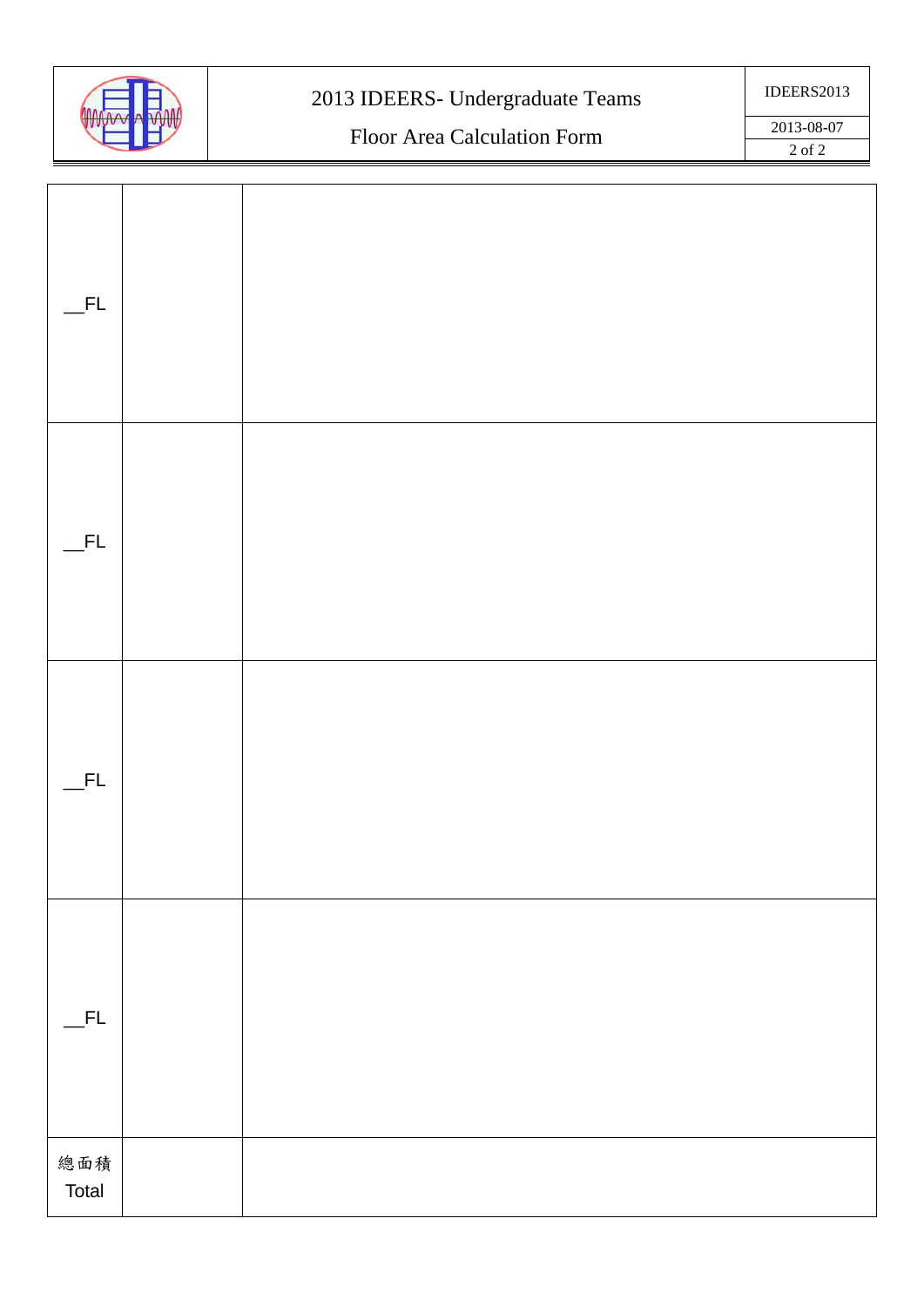# 2013 IDEERS- Undergraduate Teams

## Floor Area Calculation Form

| | | |
|---|---|---|
| __FL | | |
| __FL | | |
| __FL | | |
| __FL | | |
| 總面積 Total | | |